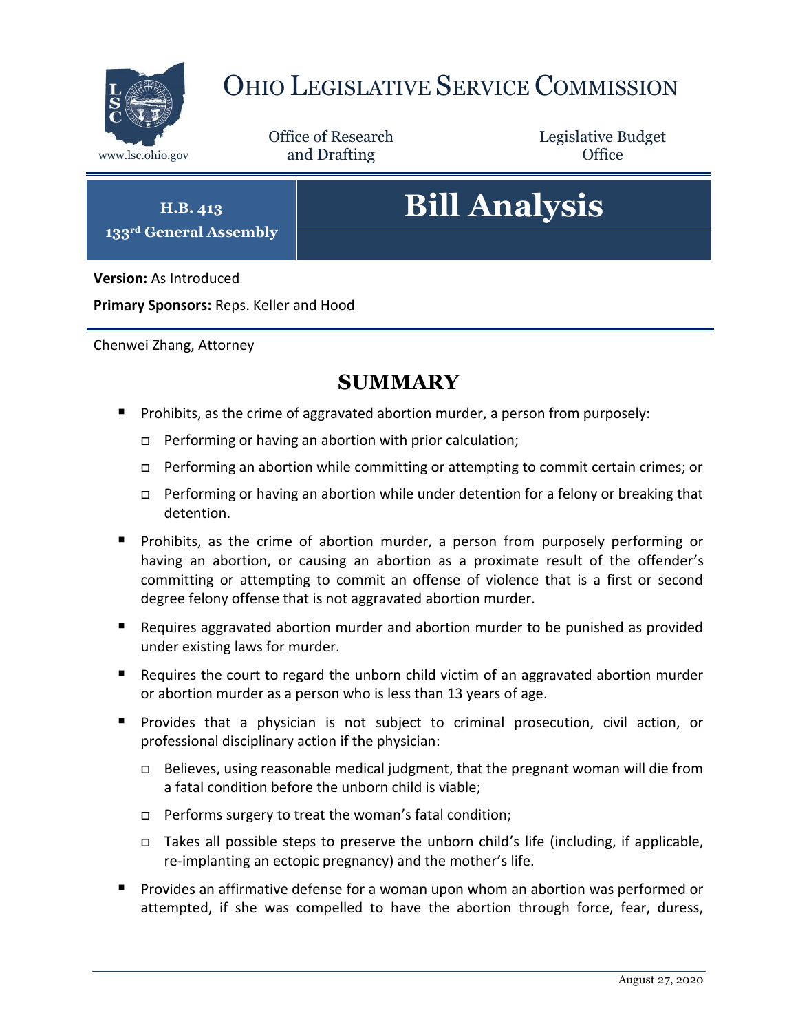# OHIO LEGISLATIVE SERVICE COMMISSION

www.lsc.ohio.gov

Office of Research and Drafting

Legislative Budget Office

**H.B. 413**
**133rd General Assembly**

# Bill Analysis

**Version:** As Introduced

**Primary Sponsors:** Reps. Keller and Hood

Chenwei Zhang, Attorney

## SUMMARY

- Prohibits, as the crime of aggravated abortion murder, a person from purposely:
  - Performing or having an abortion with prior calculation;
  - Performing an abortion while committing or attempting to commit certain crimes; or
  - Performing or having an abortion while under detention for a felony or breaking that detention.
- Prohibits, as the crime of abortion murder, a person from purposely performing or having an abortion, or causing an abortion as a proximate result of the offender's committing or attempting to commit an offense of violence that is a first or second degree felony offense that is not aggravated abortion murder.
- Requires aggravated abortion murder and abortion murder to be punished as provided under existing laws for murder.
- Requires the court to regard the unborn child victim of an aggravated abortion murder or abortion murder as a person who is less than 13 years of age.
- Provides that a physician is not subject to criminal prosecution, civil action, or professional disciplinary action if the physician:
  - Believes, using reasonable medical judgment, that the pregnant woman will die from a fatal condition before the unborn child is viable;
  - Performs surgery to treat the woman's fatal condition;
  - Takes all possible steps to preserve the unborn child's life (including, if applicable, re-implanting an ectopic pregnancy) and the mother's life.
- Provides an affirmative defense for a woman upon whom an abortion was performed or attempted, if she was compelled to have the abortion through force, fear, duress,

August 27, 2020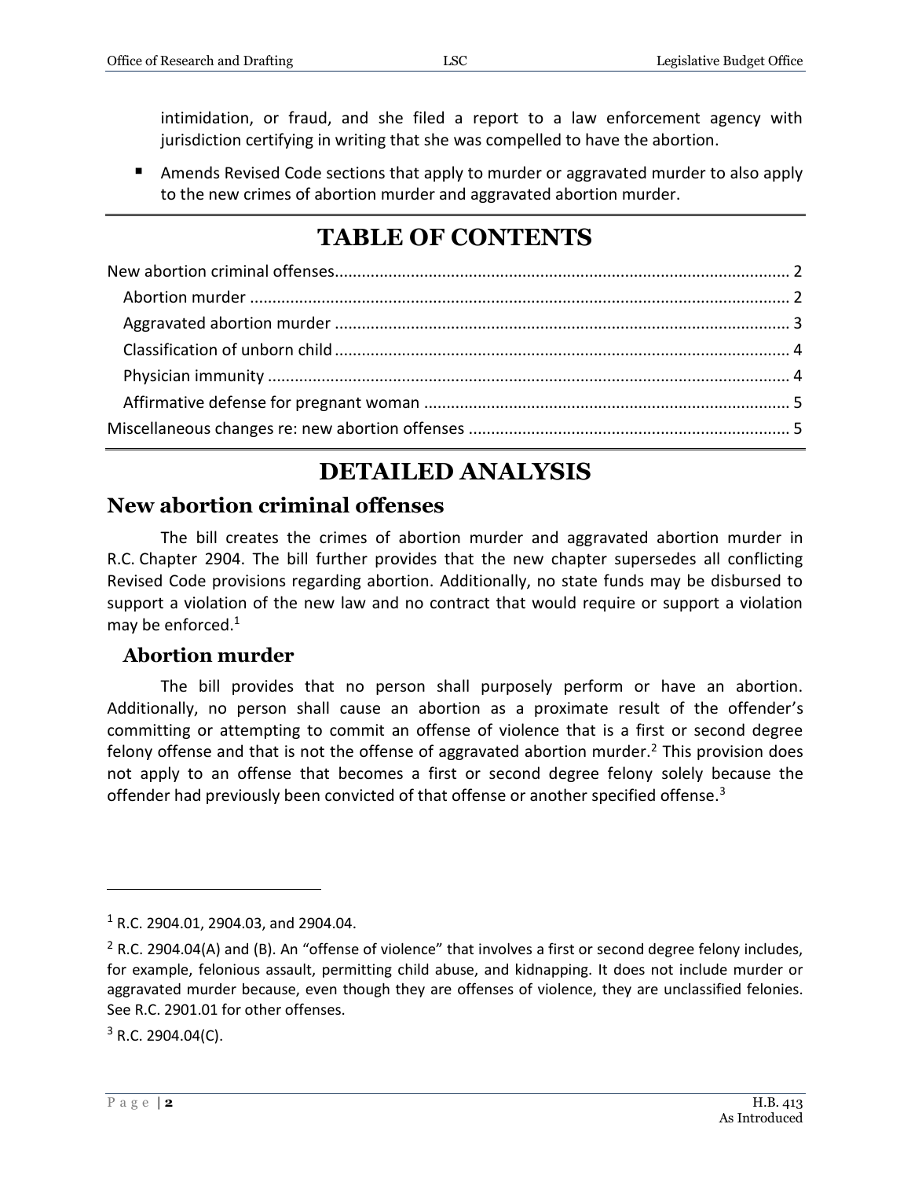intimidation, or fraud, and she filed a report to a law enforcement agency with jurisdiction certifying in writing that she was compelled to have the abortion.

- Amends Revised Code sections that apply to murder or aggravated murder to also apply to the new crimes of abortion murder and aggravated abortion murder.

# TABLE OF CONTENTS

New abortion criminal offenses ..... 2
- Abortion murder ..... 2
- Aggravated abortion murder ..... 3
- Classification of unborn child ..... 4
- Physician immunity ..... 4
- Affirmative defense for pregnant woman ..... 5

Miscellaneous changes re: new abortion offenses ..... 5

# DETAILED ANALYSIS

## New abortion criminal offenses

The bill creates the crimes of abortion murder and aggravated abortion murder in R.C. Chapter 2904. The bill further provides that the new chapter supersedes all conflicting Revised Code provisions regarding abortion. Additionally, no state funds may be disbursed to support a violation of the new law and no contract that would require or support a violation may be enforced.[1]

### Abortion murder

The bill provides that no person shall purposely perform or have an abortion. Additionally, no person shall cause an abortion as a proximate result of the offender's committing or attempting to commit an offense of violence that is a first or second degree felony offense and that is not the offense of aggravated abortion murder.[2] This provision does not apply to an offense that becomes a first or second degree felony solely because the offender had previously been convicted of that offense or another specified offense.[3]

---

[1] R.C. 2904.01, 2904.03, and 2904.04.

[2] R.C. 2904.04(A) and (B). An "offense of violence" that involves a first or second degree felony includes, for example, felonious assault, permitting child abuse, and kidnapping. It does not include murder or aggravated murder because, even though they are offenses of violence, they are unclassified felonies. See R.C. 2901.01 for other offenses.

[3] R.C. 2904.04(C).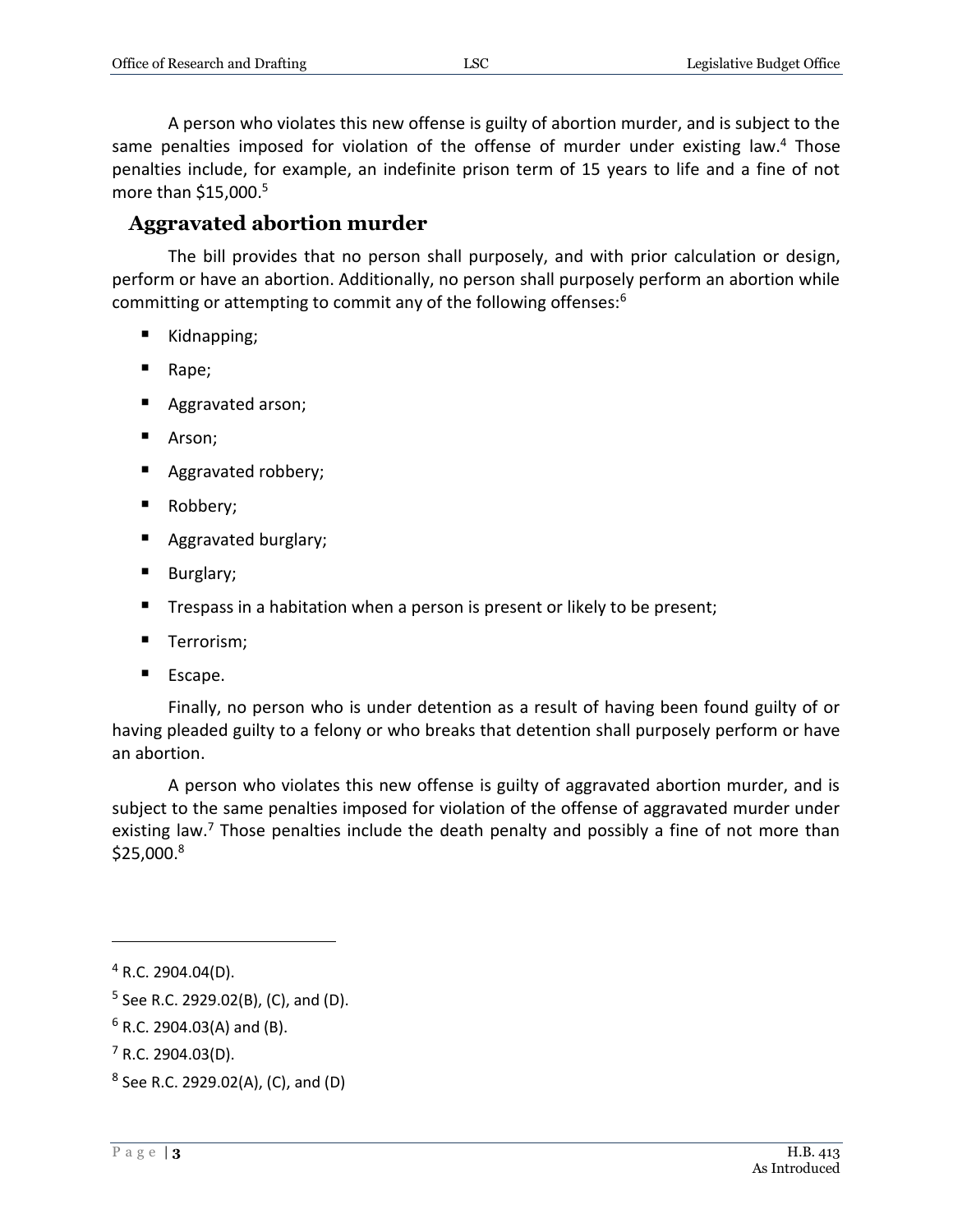A person who violates this new offense is guilty of abortion murder, and is subject to the same penalties imposed for violation of the offense of murder under existing law.[4] Those penalties include, for example, an indefinite prison term of 15 years to life and a fine of not more than $15,000.[5]

## Aggravated abortion murder

The bill provides that no person shall purposely, and with prior calculation or design, perform or have an abortion. Additionally, no person shall purposely perform an abortion while committing or attempting to commit any of the following offenses:[6]

- Kidnapping;
- Rape;
- Aggravated arson;
- Arson;
- Aggravated robbery;
- Robbery;
- Aggravated burglary;
- Burglary;
- Trespass in a habitation when a person is present or likely to be present;
- Terrorism;
- Escape.

Finally, no person who is under detention as a result of having been found guilty of or having pleaded guilty to a felony or who breaks that detention shall purposely perform or have an abortion.

A person who violates this new offense is guilty of aggravated abortion murder, and is subject to the same penalties imposed for violation of the offense of aggravated murder under existing law.[7] Those penalties include the death penalty and possibly a fine of not more than $25,000.[8]

---

[4] R.C. 2904.04(D).

[5] See R.C. 2929.02(B), (C), and (D).

[6] R.C. 2904.03(A) and (B).

[7] R.C. 2904.03(D).

[8] See R.C. 2929.02(A), (C), and (D)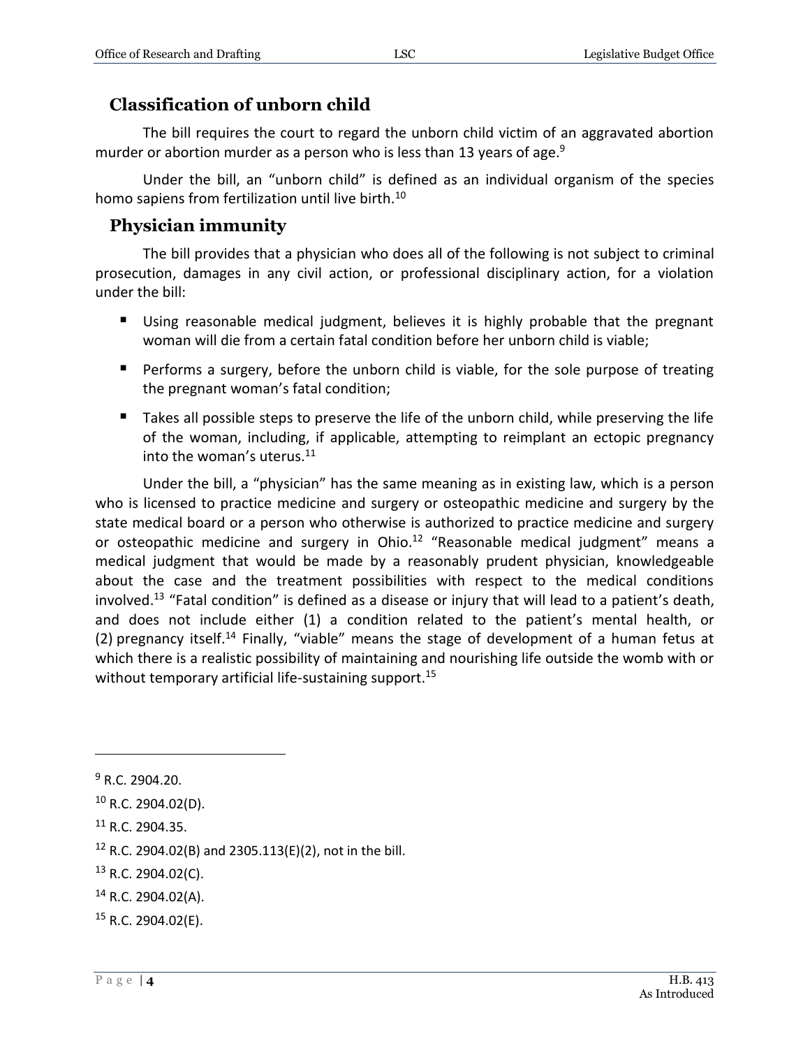## Classification of unborn child

The bill requires the court to regard the unborn child victim of an aggravated abortion murder or abortion murder as a person who is less than 13 years of age.[9]

Under the bill, an "unborn child" is defined as an individual organism of the species homo sapiens from fertilization until live birth.[10]

## Physician immunity

The bill provides that a physician who does all of the following is not subject to criminal prosecution, damages in any civil action, or professional disciplinary action, for a violation under the bill:

- Using reasonable medical judgment, believes it is highly probable that the pregnant woman will die from a certain fatal condition before her unborn child is viable;
- Performs a surgery, before the unborn child is viable, for the sole purpose of treating the pregnant woman's fatal condition;
- Takes all possible steps to preserve the life of the unborn child, while preserving the life of the woman, including, if applicable, attempting to reimplant an ectopic pregnancy into the woman's uterus.[11]

Under the bill, a "physician" has the same meaning as in existing law, which is a person who is licensed to practice medicine and surgery or osteopathic medicine and surgery by the state medical board or a person who otherwise is authorized to practice medicine and surgery or osteopathic medicine and surgery in Ohio.[12] "Reasonable medical judgment" means a medical judgment that would be made by a reasonably prudent physician, knowledgeable about the case and the treatment possibilities with respect to the medical conditions involved.[13] "Fatal condition" is defined as a disease or injury that will lead to a patient's death, and does not include either (1) a condition related to the patient's mental health, or (2) pregnancy itself.[14] Finally, "viable" means the stage of development of a human fetus at which there is a realistic possibility of maintaining and nourishing life outside the womb with or without temporary artificial life-sustaining support.[15]

---

[9] R.C. 2904.20.

[10] R.C. 2904.02(D).

[11] R.C. 2904.35.

[12] R.C. 2904.02(B) and 2305.113(E)(2), not in the bill.

[13] R.C. 2904.02(C).

[14] R.C. 2904.02(A).

[15] R.C. 2904.02(E).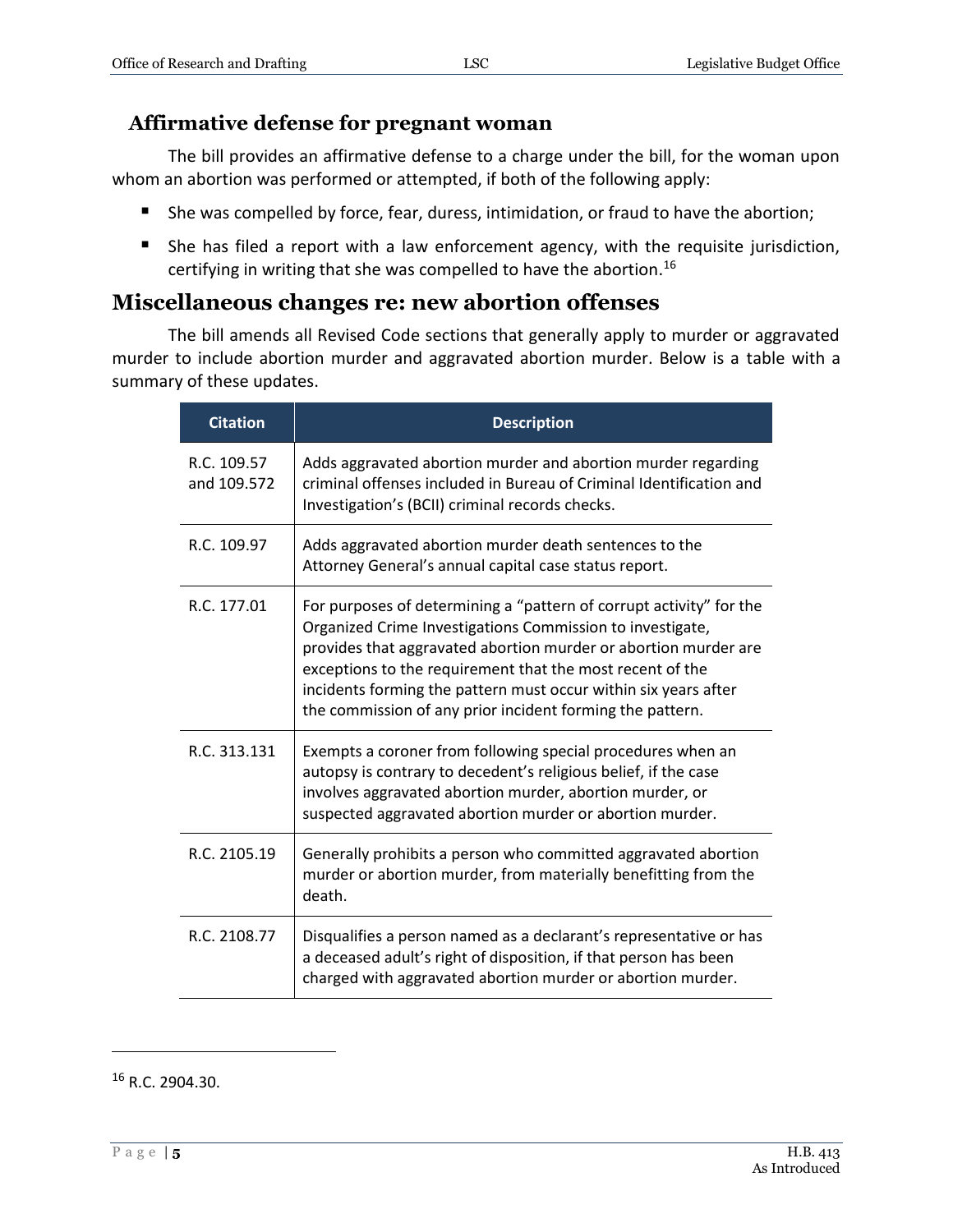### Affirmative defense for pregnant woman

The bill provides an affirmative defense to a charge under the bill, for the woman upon whom an abortion was performed or attempted, if both of the following apply:

- She was compelled by force, fear, duress, intimidation, or fraud to have the abortion;
- She has filed a report with a law enforcement agency, with the requisite jurisdiction, certifying in writing that she was compelled to have the abortion.[16]

## Miscellaneous changes re: new abortion offenses

The bill amends all Revised Code sections that generally apply to murder or aggravated murder to include abortion murder and aggravated abortion murder. Below is a table with a summary of these updates.

| Citation | Description |
|---|---|
| R.C. 109.57 and 109.572 | Adds aggravated abortion murder and abortion murder regarding criminal offenses included in Bureau of Criminal Identification and Investigation's (BCII) criminal records checks. |
| R.C. 109.97 | Adds aggravated abortion murder death sentences to the Attorney General's annual capital case status report. |
| R.C. 177.01 | For purposes of determining a "pattern of corrupt activity" for the Organized Crime Investigations Commission to investigate, provides that aggravated abortion murder or abortion murder are exceptions to the requirement that the most recent of the incidents forming the pattern must occur within six years after the commission of any prior incident forming the pattern. |
| R.C. 313.131 | Exempts a coroner from following special procedures when an autopsy is contrary to decedent's religious belief, if the case involves aggravated abortion murder, abortion murder, or suspected aggravated abortion murder or abortion murder. |
| R.C. 2105.19 | Generally prohibits a person who committed aggravated abortion murder or abortion murder, from materially benefitting from the death. |
| R.C. 2108.77 | Disqualifies a person named as a declarant's representative or has a deceased adult's right of disposition, if that person has been charged with aggravated abortion murder or abortion murder. |

[16] R.C. 2904.30.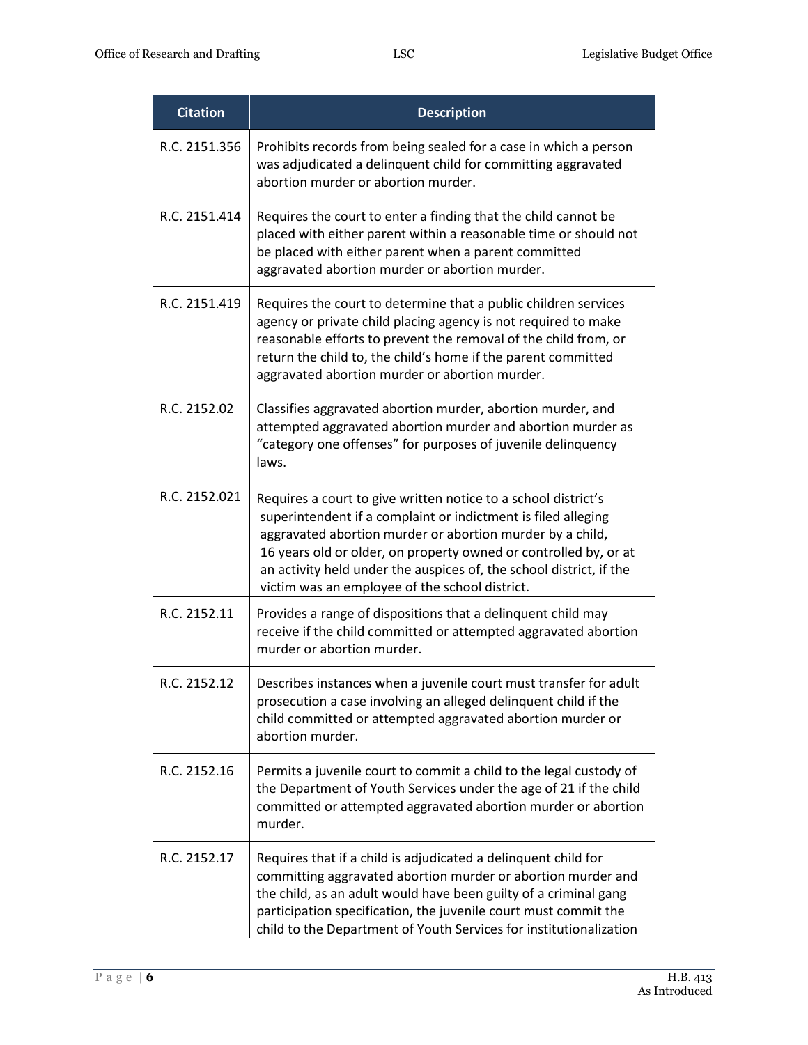| Citation | Description |
| --- | --- |
| R.C. 2151.356 | Prohibits records from being sealed for a case in which a person was adjudicated a delinquent child for committing aggravated abortion murder or abortion murder. |
| R.C. 2151.414 | Requires the court to enter a finding that the child cannot be placed with either parent within a reasonable time or should not be placed with either parent when a parent committed aggravated abortion murder or abortion murder. |
| R.C. 2151.419 | Requires the court to determine that a public children services agency or private child placing agency is not required to make reasonable efforts to prevent the removal of the child from, or return the child to, the child's home if the parent committed aggravated abortion murder or abortion murder. |
| R.C. 2152.02 | Classifies aggravated abortion murder, abortion murder, and attempted aggravated abortion murder and abortion murder as "category one offenses" for purposes of juvenile delinquency laws. |
| R.C. 2152.021 | Requires a court to give written notice to a school district's superintendent if a complaint or indictment is filed alleging aggravated abortion murder or abortion murder by a child, 16 years old or older, on property owned or controlled by, or at an activity held under the auspices of, the school district, if the victim was an employee of the school district. |
| R.C. 2152.11 | Provides a range of dispositions that a delinquent child may receive if the child committed or attempted aggravated abortion murder or abortion murder. |
| R.C. 2152.12 | Describes instances when a juvenile court must transfer for adult prosecution a case involving an alleged delinquent child if the child committed or attempted aggravated abortion murder or abortion murder. |
| R.C. 2152.16 | Permits a juvenile court to commit a child to the legal custody of the Department of Youth Services under the age of 21 if the child committed or attempted aggravated abortion murder or abortion murder. |
| R.C. 2152.17 | Requires that if a child is adjudicated a delinquent child for committing aggravated abortion murder or abortion murder and the child, as an adult would have been guilty of a criminal gang participation specification, the juvenile court must commit the child to the Department of Youth Services for institutionalization |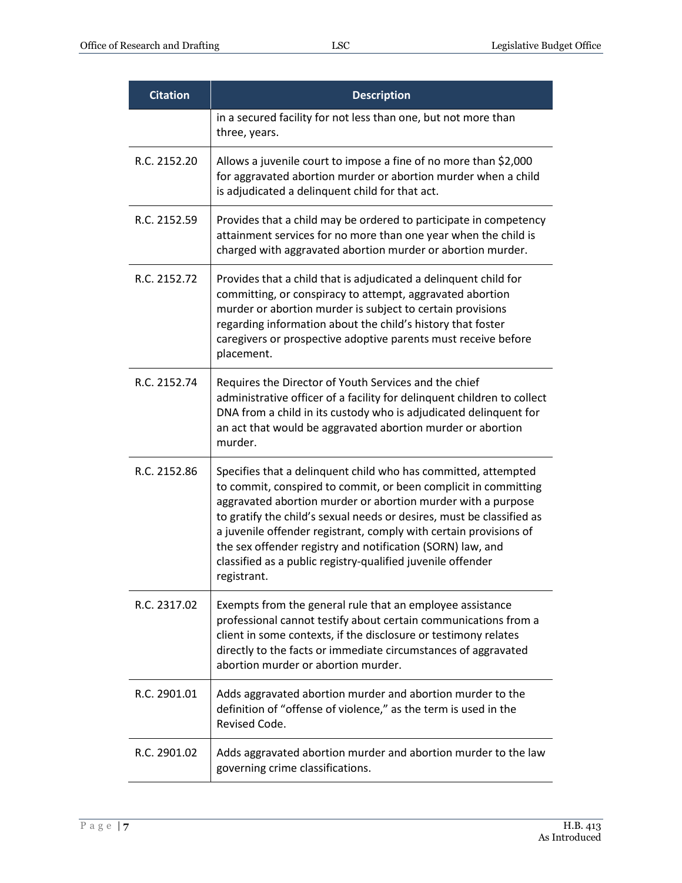| Citation | Description |
|---|---|
| | in a secured facility for not less than one, but not more than three, years. |
| R.C. 2152.20 | Allows a juvenile court to impose a fine of no more than $2,000 for aggravated abortion murder or abortion murder when a child is adjudicated a delinquent child for that act. |
| R.C. 2152.59 | Provides that a child may be ordered to participate in competency attainment services for no more than one year when the child is charged with aggravated abortion murder or abortion murder. |
| R.C. 2152.72 | Provides that a child that is adjudicated a delinquent child for committing, or conspiracy to attempt, aggravated abortion murder or abortion murder is subject to certain provisions regarding information about the child's history that foster caregivers or prospective adoptive parents must receive before placement. |
| R.C. 2152.74 | Requires the Director of Youth Services and the chief administrative officer of a facility for delinquent children to collect DNA from a child in its custody who is adjudicated delinquent for an act that would be aggravated abortion murder or abortion murder. |
| R.C. 2152.86 | Specifies that a delinquent child who has committed, attempted to commit, conspired to commit, or been complicit in committing aggravated abortion murder or abortion murder with a purpose to gratify the child's sexual needs or desires, must be classified as a juvenile offender registrant, comply with certain provisions of the sex offender registry and notification (SORN) law, and classified as a public registry-qualified juvenile offender registrant. |
| R.C. 2317.02 | Exempts from the general rule that an employee assistance professional cannot testify about certain communications from a client in some contexts, if the disclosure or testimony relates directly to the facts or immediate circumstances of aggravated abortion murder or abortion murder. |
| R.C. 2901.01 | Adds aggravated abortion murder and abortion murder to the definition of "offense of violence," as the term is used in the Revised Code. |
| R.C. 2901.02 | Adds aggravated abortion murder and abortion murder to the law governing crime classifications. |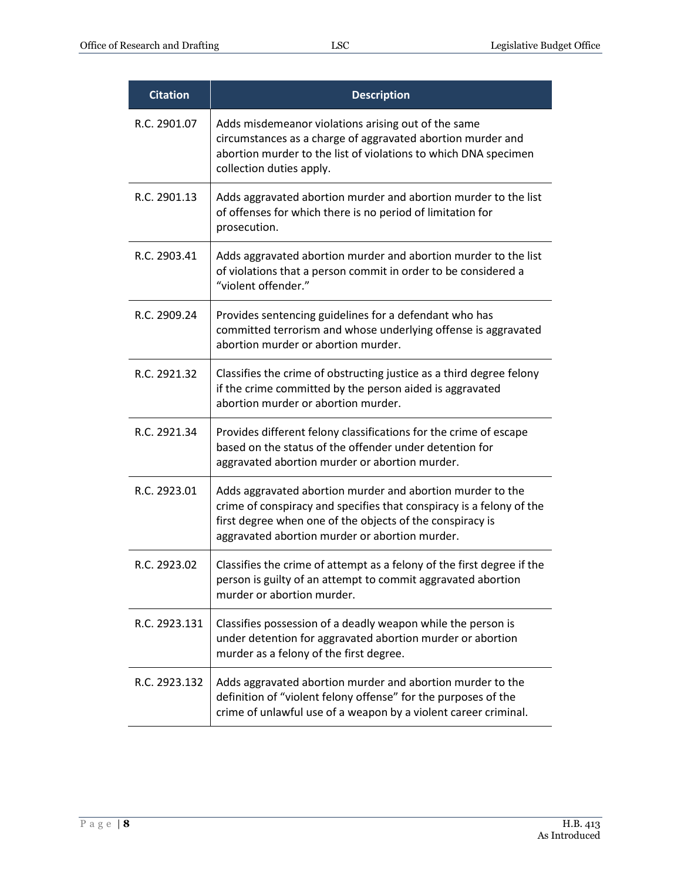| Citation | Description |
| --- | --- |
| R.C. 2901.07 | Adds misdemeanor violations arising out of the same circumstances as a charge of aggravated abortion murder and abortion murder to the list of violations to which DNA specimen collection duties apply. |
| R.C. 2901.13 | Adds aggravated abortion murder and abortion murder to the list of offenses for which there is no period of limitation for prosecution. |
| R.C. 2903.41 | Adds aggravated abortion murder and abortion murder to the list of violations that a person commit in order to be considered a "violent offender." |
| R.C. 2909.24 | Provides sentencing guidelines for a defendant who has committed terrorism and whose underlying offense is aggravated abortion murder or abortion murder. |
| R.C. 2921.32 | Classifies the crime of obstructing justice as a third degree felony if the crime committed by the person aided is aggravated abortion murder or abortion murder. |
| R.C. 2921.34 | Provides different felony classifications for the crime of escape based on the status of the offender under detention for aggravated abortion murder or abortion murder. |
| R.C. 2923.01 | Adds aggravated abortion murder and abortion murder to the crime of conspiracy and specifies that conspiracy is a felony of the first degree when one of the objects of the conspiracy is aggravated abortion murder or abortion murder. |
| R.C. 2923.02 | Classifies the crime of attempt as a felony of the first degree if the person is guilty of an attempt to commit aggravated abortion murder or abortion murder. |
| R.C. 2923.131 | Classifies possession of a deadly weapon while the person is under detention for aggravated abortion murder or abortion murder as a felony of the first degree. |
| R.C. 2923.132 | Adds aggravated abortion murder and abortion murder to the definition of "violent felony offense" for the purposes of the crime of unlawful use of a weapon by a violent career criminal. |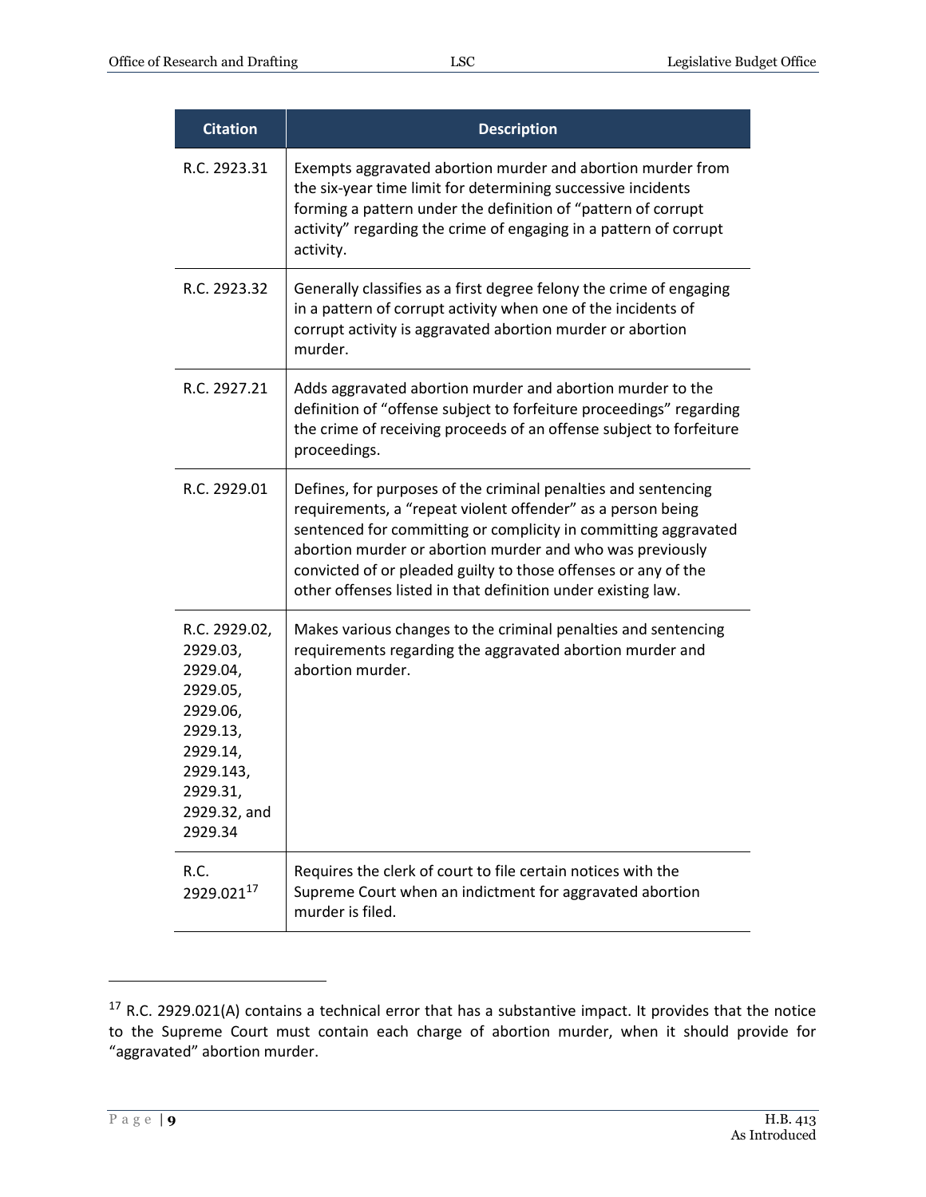| Citation | Description |
|---|---|
| R.C. 2923.31 | Exempts aggravated abortion murder and abortion murder from the six-year time limit for determining successive incidents forming a pattern under the definition of "pattern of corrupt activity" regarding the crime of engaging in a pattern of corrupt activity. |
| R.C. 2923.32 | Generally classifies as a first degree felony the crime of engaging in a pattern of corrupt activity when one of the incidents of corrupt activity is aggravated abortion murder or abortion murder. |
| R.C. 2927.21 | Adds aggravated abortion murder and abortion murder to the definition of "offense subject to forfeiture proceedings" regarding the crime of receiving proceeds of an offense subject to forfeiture proceedings. |
| R.C. 2929.01 | Defines, for purposes of the criminal penalties and sentencing requirements, a "repeat violent offender" as a person being sentenced for committing or complicity in committing aggravated abortion murder or abortion murder and who was previously convicted of or pleaded guilty to those offenses or any of the other offenses listed in that definition under existing law. |
| R.C. 2929.02, 2929.03, 2929.04, 2929.05, 2929.06, 2929.13, 2929.14, 2929.143, 2929.31, 2929.32, and 2929.34 | Makes various changes to the criminal penalties and sentencing requirements regarding the aggravated abortion murder and abortion murder. |
| R.C. 2929.021[17] | Requires the clerk of court to file certain notices with the Supreme Court when an indictment for aggravated abortion murder is filed. |

[17] R.C. 2929.021(A) contains a technical error that has a substantive impact. It provides that the notice to the Supreme Court must contain each charge of abortion murder, when it should provide for "aggravated" abortion murder.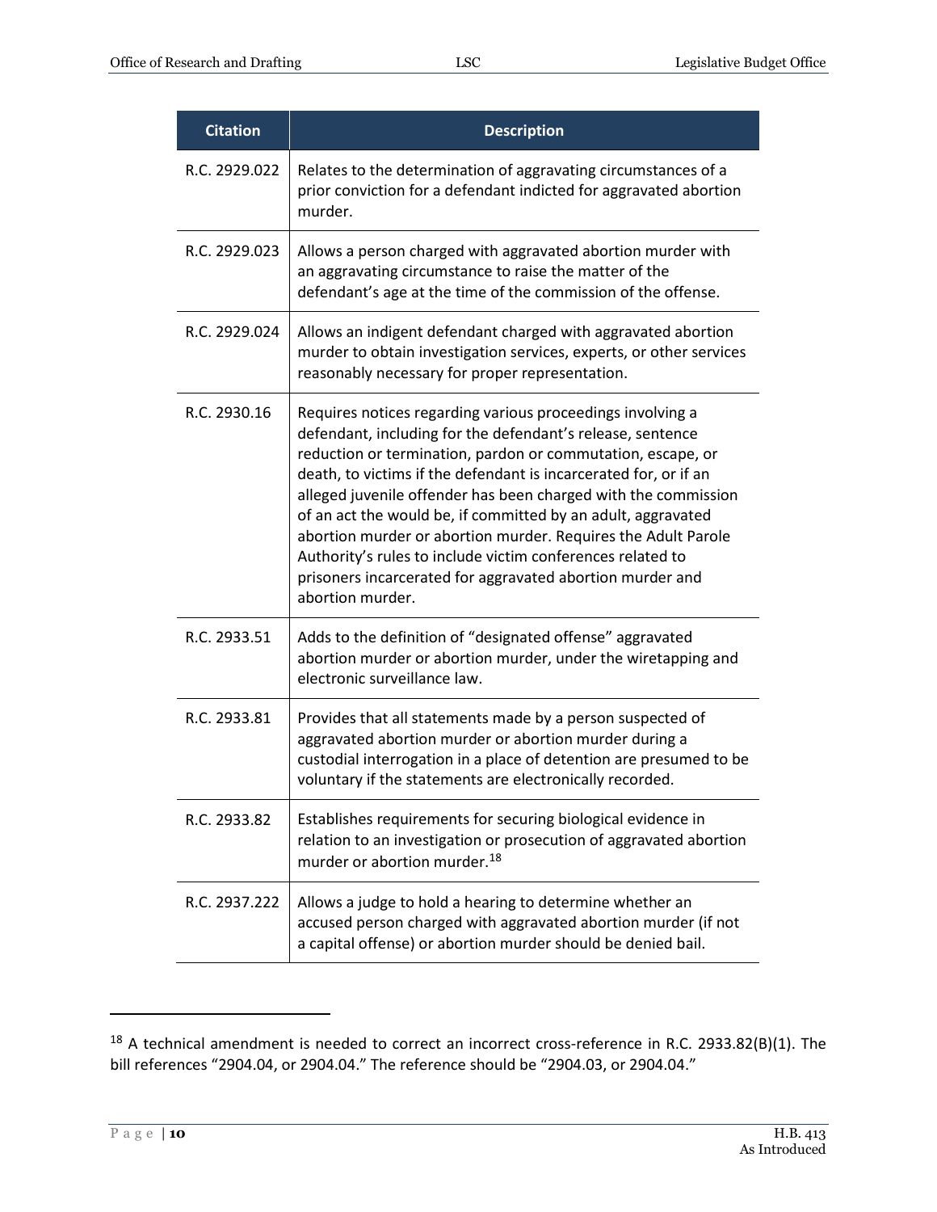| Citation | Description |
|---|---|
| R.C. 2929.022 | Relates to the determination of aggravating circumstances of a prior conviction for a defendant indicted for aggravated abortion murder. |
| R.C. 2929.023 | Allows a person charged with aggravated abortion murder with an aggravating circumstance to raise the matter of the defendant's age at the time of the commission of the offense. |
| R.C. 2929.024 | Allows an indigent defendant charged with aggravated abortion murder to obtain investigation services, experts, or other services reasonably necessary for proper representation. |
| R.C. 2930.16 | Requires notices regarding various proceedings involving a defendant, including for the defendant's release, sentence reduction or termination, pardon or commutation, escape, or death, to victims if the defendant is incarcerated for, or if an alleged juvenile offender has been charged with the commission of an act the would be, if committed by an adult, aggravated abortion murder or abortion murder. Requires the Adult Parole Authority's rules to include victim conferences related to prisoners incarcerated for aggravated abortion murder and abortion murder. |
| R.C. 2933.51 | Adds to the definition of "designated offense" aggravated abortion murder or abortion murder, under the wiretapping and electronic surveillance law. |
| R.C. 2933.81 | Provides that all statements made by a person suspected of aggravated abortion murder or abortion murder during a custodial interrogation in a place of detention are presumed to be voluntary if the statements are electronically recorded. |
| R.C. 2933.82 | Establishes requirements for securing biological evidence in relation to an investigation or prosecution of aggravated abortion murder or abortion murder.[18] |
| R.C. 2937.222 | Allows a judge to hold a hearing to determine whether an accused person charged with aggravated abortion murder (if not a capital offense) or abortion murder should be denied bail. |

[18] A technical amendment is needed to correct an incorrect cross-reference in R.C. 2933.82(B)(1). The bill references "2904.04, or 2904.04." The reference should be "2904.03, or 2904.04."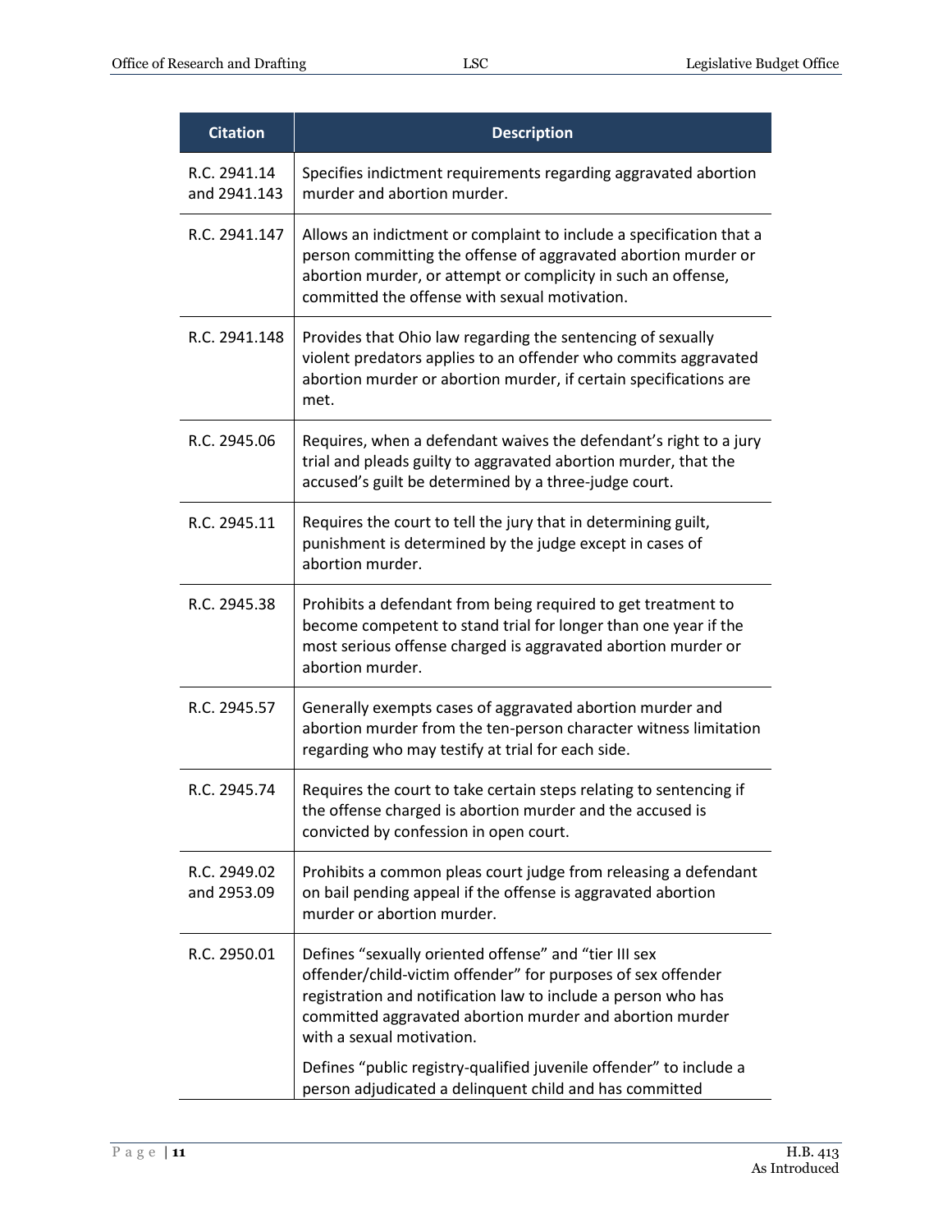| Citation | Description |
|---|---|
| R.C. 2941.14 and 2941.143 | Specifies indictment requirements regarding aggravated abortion murder and abortion murder. |
| R.C. 2941.147 | Allows an indictment or complaint to include a specification that a person committing the offense of aggravated abortion murder or abortion murder, or attempt or complicity in such an offense, committed the offense with sexual motivation. |
| R.C. 2941.148 | Provides that Ohio law regarding the sentencing of sexually violent predators applies to an offender who commits aggravated abortion murder or abortion murder, if certain specifications are met. |
| R.C. 2945.06 | Requires, when a defendant waives the defendant's right to a jury trial and pleads guilty to aggravated abortion murder, that the accused's guilt be determined by a three-judge court. |
| R.C. 2945.11 | Requires the court to tell the jury that in determining guilt, punishment is determined by the judge except in cases of abortion murder. |
| R.C. 2945.38 | Prohibits a defendant from being required to get treatment to become competent to stand trial for longer than one year if the most serious offense charged is aggravated abortion murder or abortion murder. |
| R.C. 2945.57 | Generally exempts cases of aggravated abortion murder and abortion murder from the ten-person character witness limitation regarding who may testify at trial for each side. |
| R.C. 2945.74 | Requires the court to take certain steps relating to sentencing if the offense charged is abortion murder and the accused is convicted by confession in open court. |
| R.C. 2949.02 and 2953.09 | Prohibits a common pleas court judge from releasing a defendant on bail pending appeal if the offense is aggravated abortion murder or abortion murder. |
| R.C. 2950.01 | Defines "sexually oriented offense" and "tier III sex offender/child-victim offender" for purposes of sex offender registration and notification law to include a person who has committed aggravated abortion murder and abortion murder with a sexual motivation.<br><br>Defines "public registry-qualified juvenile offender" to include a person adjudicated a delinquent child and has committed |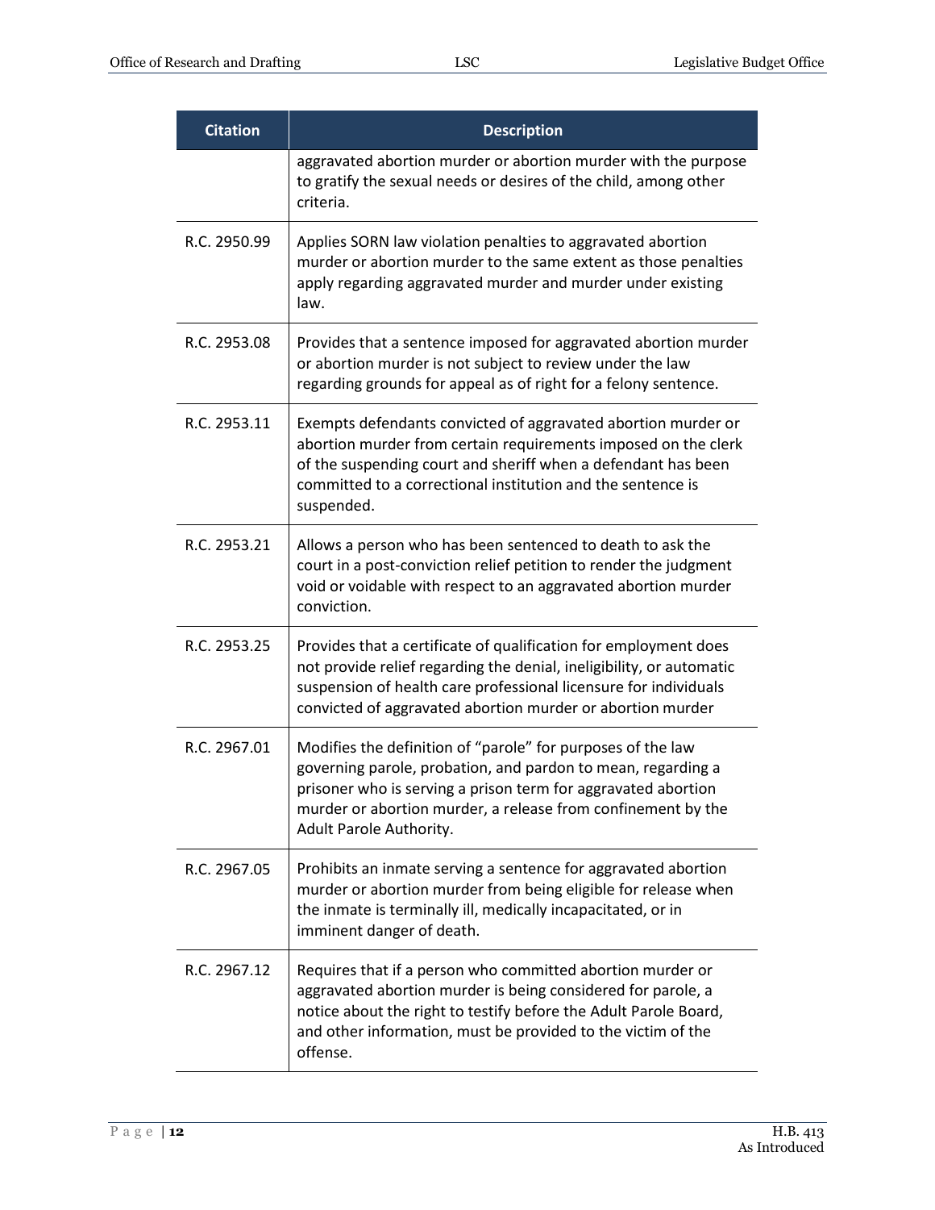| Citation | Description |
|---|---|
| | aggravated abortion murder or abortion murder with the purpose to gratify the sexual needs or desires of the child, among other criteria. |
| R.C. 2950.99 | Applies SORN law violation penalties to aggravated abortion murder or abortion murder to the same extent as those penalties apply regarding aggravated murder and murder under existing law. |
| R.C. 2953.08 | Provides that a sentence imposed for aggravated abortion murder or abortion murder is not subject to review under the law regarding grounds for appeal as of right for a felony sentence. |
| R.C. 2953.11 | Exempts defendants convicted of aggravated abortion murder or abortion murder from certain requirements imposed on the clerk of the suspending court and sheriff when a defendant has been committed to a correctional institution and the sentence is suspended. |
| R.C. 2953.21 | Allows a person who has been sentenced to death to ask the court in a post-conviction relief petition to render the judgment void or voidable with respect to an aggravated abortion murder conviction. |
| R.C. 2953.25 | Provides that a certificate of qualification for employment does not provide relief regarding the denial, ineligibility, or automatic suspension of health care professional licensure for individuals convicted of aggravated abortion murder or abortion murder |
| R.C. 2967.01 | Modifies the definition of "parole" for purposes of the law governing parole, probation, and pardon to mean, regarding a prisoner who is serving a prison term for aggravated abortion murder or abortion murder, a release from confinement by the Adult Parole Authority. |
| R.C. 2967.05 | Prohibits an inmate serving a sentence for aggravated abortion murder or abortion murder from being eligible for release when the inmate is terminally ill, medically incapacitated, or in imminent danger of death. |
| R.C. 2967.12 | Requires that if a person who committed abortion murder or aggravated abortion murder is being considered for parole, a notice about the right to testify before the Adult Parole Board, and other information, must be provided to the victim of the offense. |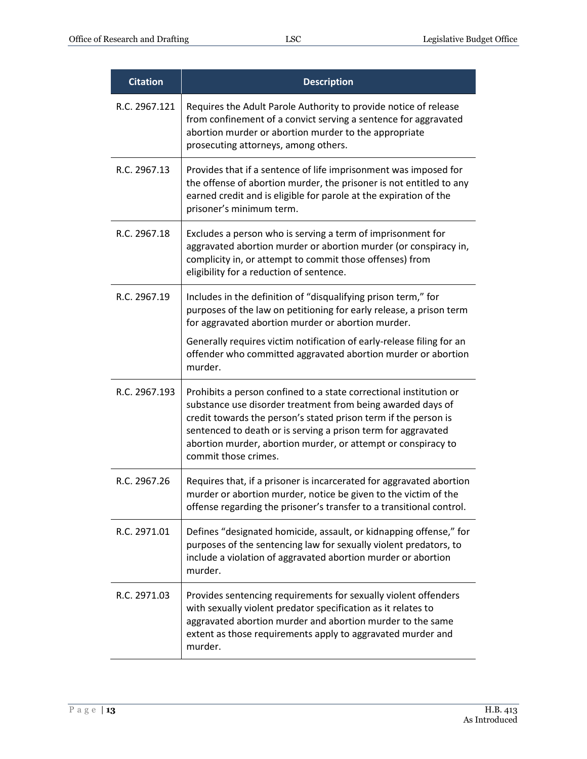| Citation | Description |
|---|---|
| R.C. 2967.121 | Requires the Adult Parole Authority to provide notice of release from confinement of a convict serving a sentence for aggravated abortion murder or abortion murder to the appropriate prosecuting attorneys, among others. |
| R.C. 2967.13 | Provides that if a sentence of life imprisonment was imposed for the offense of abortion murder, the prisoner is not entitled to any earned credit and is eligible for parole at the expiration of the prisoner's minimum term. |
| R.C. 2967.18 | Excludes a person who is serving a term of imprisonment for aggravated abortion murder or abortion murder (or conspiracy in, complicity in, or attempt to commit those offenses) from eligibility for a reduction of sentence. |
| R.C. 2967.19 | Includes in the definition of "disqualifying prison term," for purposes of the law on petitioning for early release, a prison term for aggravated abortion murder or abortion murder.<br><br>Generally requires victim notification of early-release filing for an offender who committed aggravated abortion murder or abortion murder. |
| R.C. 2967.193 | Prohibits a person confined to a state correctional institution or substance use disorder treatment from being awarded days of credit towards the person's stated prison term if the person is sentenced to death or is serving a prison term for aggravated abortion murder, abortion murder, or attempt or conspiracy to commit those crimes. |
| R.C. 2967.26 | Requires that, if a prisoner is incarcerated for aggravated abortion murder or abortion murder, notice be given to the victim of the offense regarding the prisoner's transfer to a transitional control. |
| R.C. 2971.01 | Defines "designated homicide, assault, or kidnapping offense," for purposes of the sentencing law for sexually violent predators, to include a violation of aggravated abortion murder or abortion murder. |
| R.C. 2971.03 | Provides sentencing requirements for sexually violent offenders with sexually violent predator specification as it relates to aggravated abortion murder and abortion murder to the same extent as those requirements apply to aggravated murder and murder. |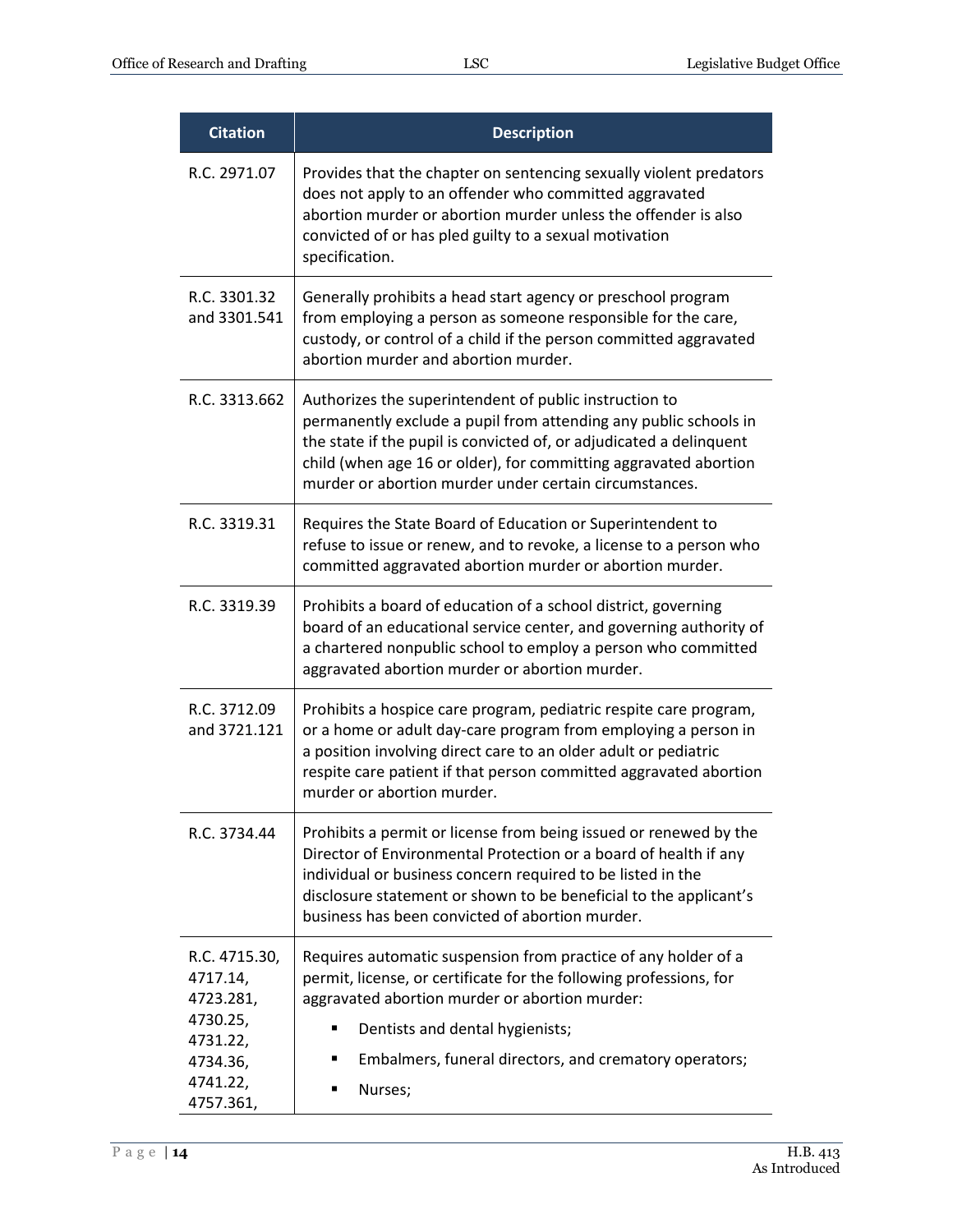| Citation | Description |
|---|---|
| R.C. 2971.07 | Provides that the chapter on sentencing sexually violent predators does not apply to an offender who committed aggravated abortion murder or abortion murder unless the offender is also convicted of or has pled guilty to a sexual motivation specification. |
| R.C. 3301.32 and 3301.541 | Generally prohibits a head start agency or preschool program from employing a person as someone responsible for the care, custody, or control of a child if the person committed aggravated abortion murder and abortion murder. |
| R.C. 3313.662 | Authorizes the superintendent of public instruction to permanently exclude a pupil from attending any public schools in the state if the pupil is convicted of, or adjudicated a delinquent child (when age 16 or older), for committing aggravated abortion murder or abortion murder under certain circumstances. |
| R.C. 3319.31 | Requires the State Board of Education or Superintendent to refuse to issue or renew, and to revoke, a license to a person who committed aggravated abortion murder or abortion murder. |
| R.C. 3319.39 | Prohibits a board of education of a school district, governing board of an educational service center, and governing authority of a chartered nonpublic school to employ a person who committed aggravated abortion murder or abortion murder. |
| R.C. 3712.09 and 3721.121 | Prohibits a hospice care program, pediatric respite care program, or a home or adult day-care program from employing a person in a position involving direct care to an older adult or pediatric respite care patient if that person committed aggravated abortion murder or abortion murder. |
| R.C. 3734.44 | Prohibits a permit or license from being issued or renewed by the Director of Environmental Protection or a board of health if any individual or business concern required to be listed in the disclosure statement or shown to be beneficial to the applicant's business has been convicted of abortion murder. |
| R.C. 4715.30, 4717.14, 4723.281, 4730.25, 4731.22, 4734.36, 4741.22, 4757.361, | Requires automatic suspension from practice of any holder of a permit, license, or certificate for the following professions, for aggravated abortion murder or abortion murder:<br>▪ Dentists and dental hygienists;<br>▪ Embalmers, funeral directors, and crematory operators;<br>▪ Nurses; |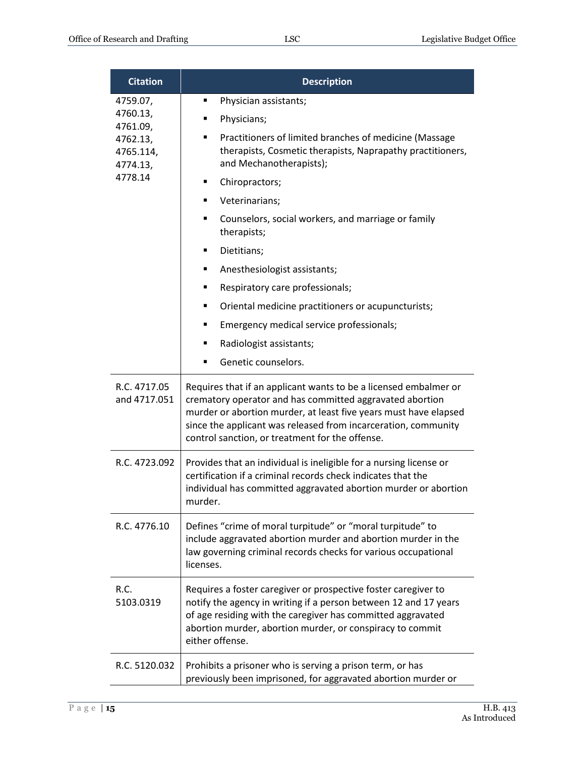| Citation | Description |
|---|---|
| 4759.07, 4760.13, 4761.09, 4762.13, 4765.114, 4774.13, 4778.14 | ▪ Physician assistants;<br>▪ Physicians;<br>▪ Practitioners of limited branches of medicine (Massage therapists, Cosmetic therapists, Naprapathy practitioners, and Mechanotherapists);<br>▪ Chiropractors;<br>▪ Veterinarians;<br>▪ Counselors, social workers, and marriage or family therapists;<br>▪ Dietitians;<br>▪ Anesthesiologist assistants;<br>▪ Respiratory care professionals;<br>▪ Oriental medicine practitioners or acupuncturists;<br>▪ Emergency medical service professionals;<br>▪ Radiologist assistants;<br>▪ Genetic counselors. |
| R.C. 4717.05 and 4717.051 | Requires that if an applicant wants to be a licensed embalmer or crematory operator and has committed aggravated abortion murder or abortion murder, at least five years must have elapsed since the applicant was released from incarceration, community control sanction, or treatment for the offense. |
| R.C. 4723.092 | Provides that an individual is ineligible for a nursing license or certification if a criminal records check indicates that the individual has committed aggravated abortion murder or abortion murder. |
| R.C. 4776.10 | Defines "crime of moral turpitude" or "moral turpitude" to include aggravated abortion murder and abortion murder in the law governing criminal records checks for various occupational licenses. |
| R.C. 5103.0319 | Requires a foster caregiver or prospective foster caregiver to notify the agency in writing if a person between 12 and 17 years of age residing with the caregiver has committed aggravated abortion murder, abortion murder, or conspiracy to commit either offense. |
| R.C. 5120.032 | Prohibits a prisoner who is serving a prison term, or has previously been imprisoned, for aggravated abortion murder or |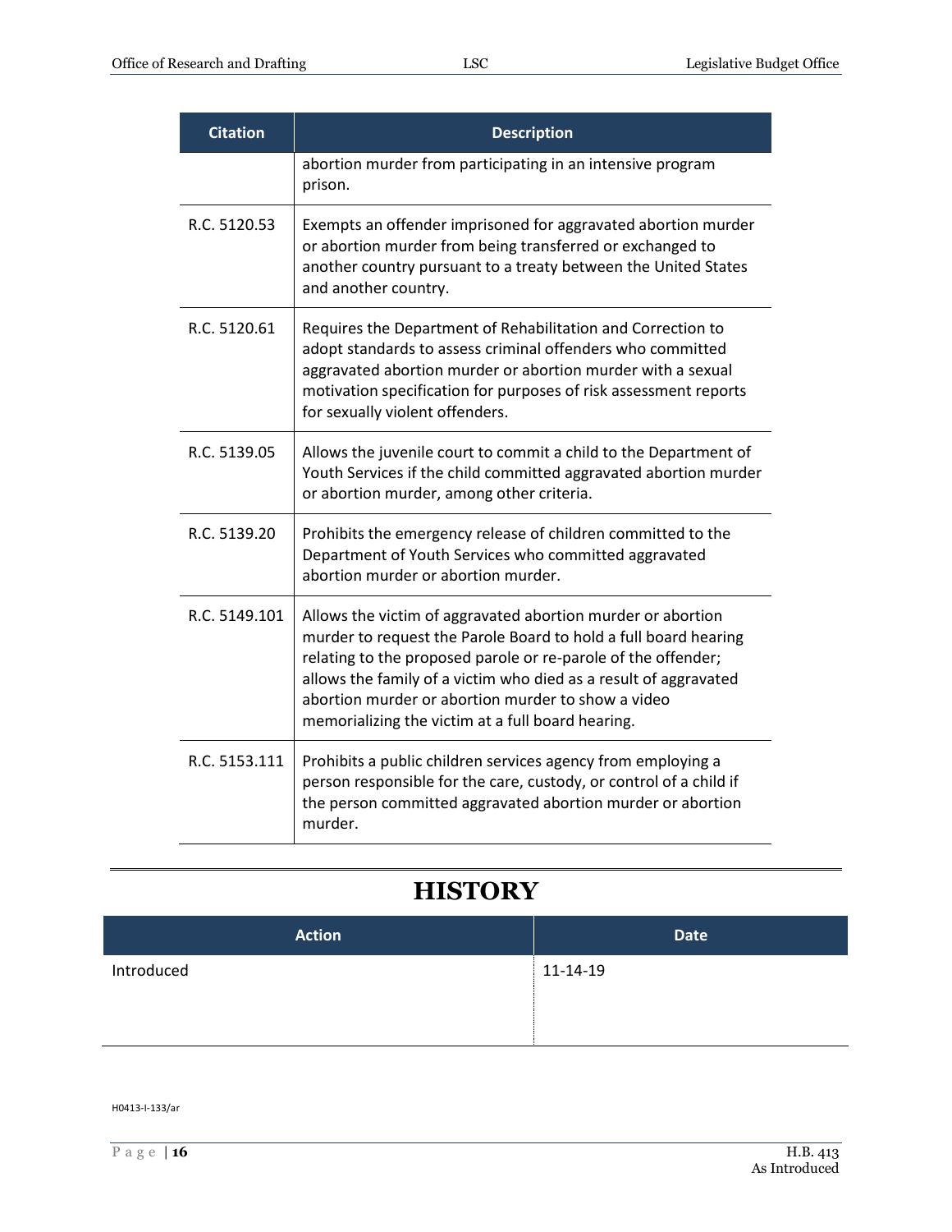| Citation | Description |
|---|---|
| | abortion murder from participating in an intensive program prison. |
| R.C. 5120.53 | Exempts an offender imprisoned for aggravated abortion murder or abortion murder from being transferred or exchanged to another country pursuant to a treaty between the United States and another country. |
| R.C. 5120.61 | Requires the Department of Rehabilitation and Correction to adopt standards to assess criminal offenders who committed aggravated abortion murder or abortion murder with a sexual motivation specification for purposes of risk assessment reports for sexually violent offenders. |
| R.C. 5139.05 | Allows the juvenile court to commit a child to the Department of Youth Services if the child committed aggravated abortion murder or abortion murder, among other criteria. |
| R.C. 5139.20 | Prohibits the emergency release of children committed to the Department of Youth Services who committed aggravated abortion murder or abortion murder. |
| R.C. 5149.101 | Allows the victim of aggravated abortion murder or abortion murder to request the Parole Board to hold a full board hearing relating to the proposed parole or re-parole of the offender; allows the family of a victim who died as a result of aggravated abortion murder or abortion murder to show a video memorializing the victim at a full board hearing. |
| R.C. 5153.111 | Prohibits a public children services agency from employing a person responsible for the care, custody, or control of a child if the person committed aggravated abortion murder or abortion murder. |

# HISTORY

| Action | Date |
|---|---|
| Introduced | 11-14-19 |

H0413-I-133/ar